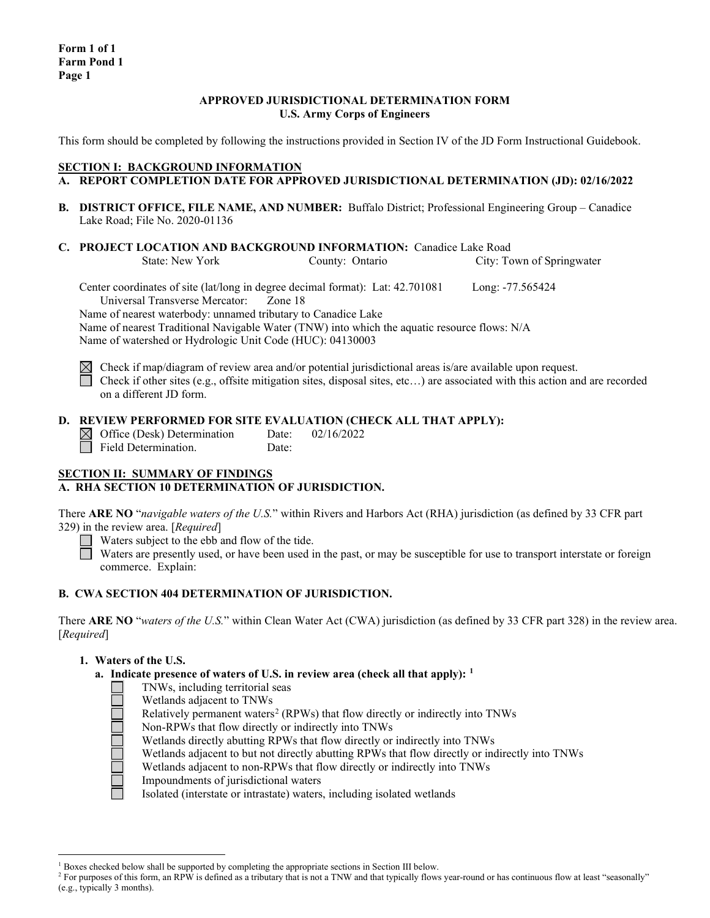**Form 1 of 1**
**Farm Pond 1**
**Page 1**

**APPROVED JURISDICTIONAL DETERMINATION FORM**
**U.S. Army Corps of Engineers**

This form should be completed by following the instructions provided in Section IV of the JD Form Instructional Guidebook.

## SECTION I: BACKGROUND INFORMATION

**A. REPORT COMPLETION DATE FOR APPROVED JURISDICTIONAL DETERMINATION (JD): 02/16/2022**

**B. DISTRICT OFFICE, FILE NAME, AND NUMBER:** Buffalo District; Professional Engineering Group – Canadice Lake Road; File No. 2020-01136

**C. PROJECT LOCATION AND BACKGROUND INFORMATION:** Canadice Lake Road
State: New York County: Ontario City: Town of Springwater

Center coordinates of site (lat/long in degree decimal format): Lat: 42.701081 Long: -77.565424
Universal Transverse Mercator: Zone 18
Name of nearest waterbody: unnamed tributary to Canadice Lake
Name of nearest Traditional Navigable Water (TNW) into which the aquatic resource flows: N/A
Name of watershed or Hydrologic Unit Code (HUC): 04130003

☒ Check if map/diagram of review area and/or potential jurisdictional areas is/are available upon request.
☐ Check if other sites (e.g., offsite mitigation sites, disposal sites, etc…) are associated with this action and are recorded on a different JD form.

**D. REVIEW PERFORMED FOR SITE EVALUATION (CHECK ALL THAT APPLY):**
☒ Office (Desk) Determination Date: 02/16/2022
☐ Field Determination. Date:

## SECTION II: SUMMARY OF FINDINGS

**A. RHA SECTION 10 DETERMINATION OF JURISDICTION.**

There **ARE NO** "*navigable waters of the U.S.*" within Rivers and Harbors Act (RHA) jurisdiction (as defined by 33 CFR part 329) in the review area. [*Required*]
☐ Waters subject to the ebb and flow of the tide.
☐ Waters are presently used, or have been used in the past, or may be susceptible for use to transport interstate or foreign commerce. Explain:

**B. CWA SECTION 404 DETERMINATION OF JURISDICTION.**

There **ARE NO** "*waters of the U.S.*" within Clean Water Act (CWA) jurisdiction (as defined by 33 CFR part 328) in the review area. [*Required*]

**1. Waters of the U.S.**

**a. Indicate presence of waters of U.S. in review area (check all that apply):** [1]

☐ TNWs, including territorial seas
☐ Wetlands adjacent to TNWs
☐ Relatively permanent waters[2] (RPWs) that flow directly or indirectly into TNWs
☐ Non-RPWs that flow directly or indirectly into TNWs
☐ Wetlands directly abutting RPWs that flow directly or indirectly into TNWs
☐ Wetlands adjacent to but not directly abutting RPWs that flow directly or indirectly into TNWs
☐ Wetlands adjacent to non-RPWs that flow directly or indirectly into TNWs
☐ Impoundments of jurisdictional waters
☐ Isolated (interstate or intrastate) waters, including isolated wetlands

---

[1] Boxes checked below shall be supported by completing the appropriate sections in Section III below.
[2] For purposes of this form, an RPW is defined as a tributary that is not a TNW and that typically flows year-round or has continuous flow at least "seasonally" (e.g., typically 3 months).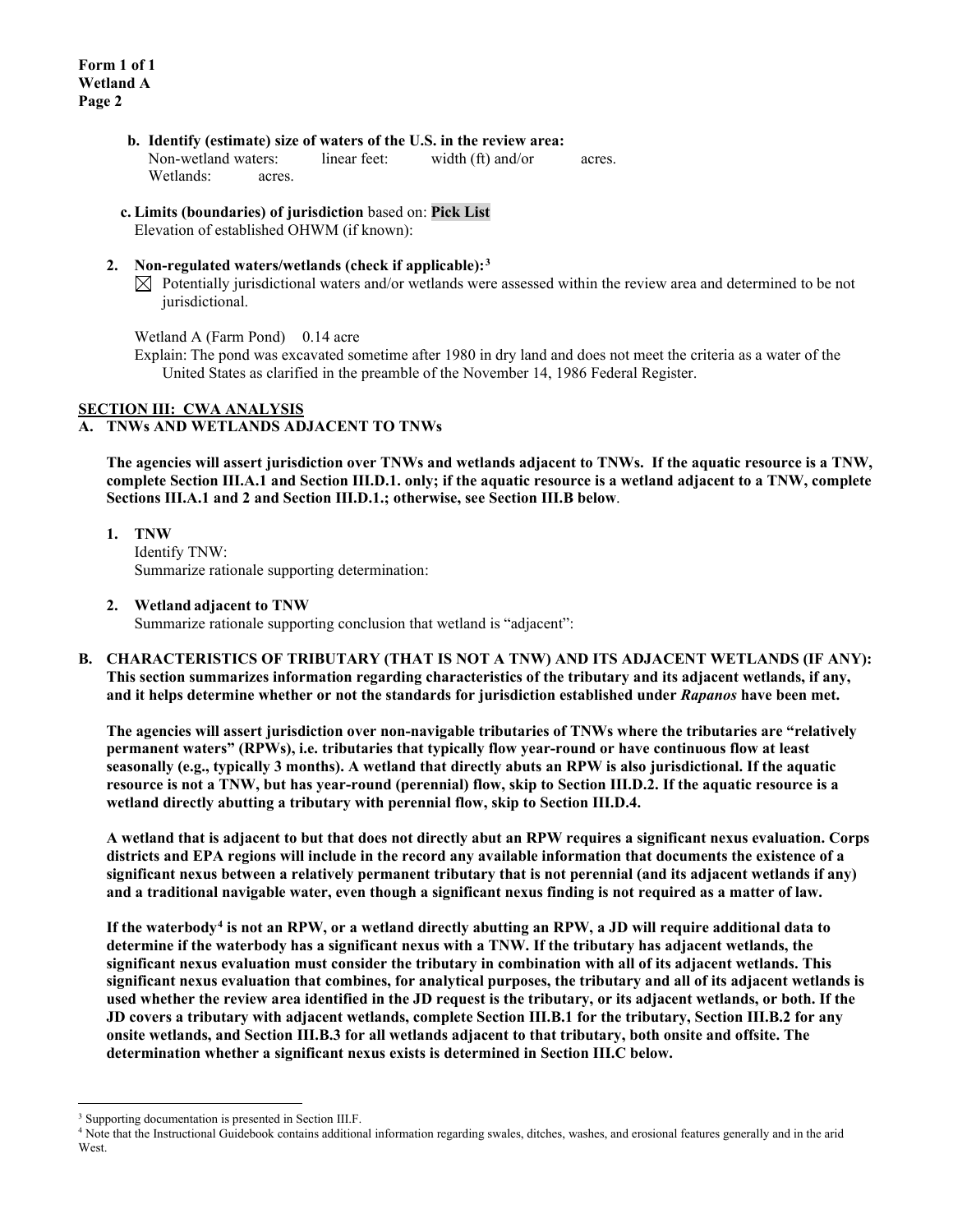**Form 1 of 1**
**Wetland A**

**b. Identify (estimate) size of waters of the U.S. in the review area:**
Non-wetland waters: linear feet: width (ft) and/or acres.
Wetlands: acres.

**c. Limits (boundaries) of jurisdiction** based on: **Pick List**
Elevation of established OHWM (if known):

**2. Non-regulated waters/wetlands (check if applicable):**[3]

☒ Potentially jurisdictional waters and/or wetlands were assessed within the review area and determined to be not jurisdictional.

Wetland A (Farm Pond) 0.14 acre
Explain: The pond was excavated sometime after 1980 in dry land and does not meet the criteria as a water of the United States as clarified in the preamble of the November 14, 1986 Federal Register.

## SECTION III: CWA ANALYSIS

### A. TNWs AND WETLANDS ADJACENT TO TNWs

**The agencies will assert jurisdiction over TNWs and wetlands adjacent to TNWs. If the aquatic resource is a TNW, complete Section III.A.1 and Section III.D.1. only; if the aquatic resource is a wetland adjacent to a TNW, complete Sections III.A.1 and 2 and Section III.D.1.; otherwise, see Section III.B below**.

**1. TNW**
Identify TNW:
Summarize rationale supporting determination:

**2. Wetland adjacent to TNW**
Summarize rationale supporting conclusion that wetland is "adjacent":

### B. CHARACTERISTICS OF TRIBUTARY (THAT IS NOT A TNW) AND ITS ADJACENT WETLANDS (IF ANY):

**This section summarizes information regarding characteristics of the tributary and its adjacent wetlands, if any, and it helps determine whether or not the standards for jurisdiction established under *Rapanos* have been met.**

**The agencies will assert jurisdiction over non-navigable tributaries of TNWs where the tributaries are "relatively permanent waters" (RPWs), i.e. tributaries that typically flow year-round or have continuous flow at least seasonally (e.g., typically 3 months). A wetland that directly abuts an RPW is also jurisdictional. If the aquatic resource is not a TNW, but has year-round (perennial) flow, skip to Section III.D.2. If the aquatic resource is a wetland directly abutting a tributary with perennial flow, skip to Section III.D.4.**

**A wetland that is adjacent to but that does not directly abut an RPW requires a significant nexus evaluation. Corps districts and EPA regions will include in the record any available information that documents the existence of a significant nexus between a relatively permanent tributary that is not perennial (and its adjacent wetlands if any) and a traditional navigable water, even though a significant nexus finding is not required as a matter of law.**

**If the waterbody[4] is not an RPW, or a wetland directly abutting an RPW, a JD will require additional data to determine if the waterbody has a significant nexus with a TNW. If the tributary has adjacent wetlands, the significant nexus evaluation must consider the tributary in combination with all of its adjacent wetlands. This significant nexus evaluation that combines, for analytical purposes, the tributary and all of its adjacent wetlands is used whether the review area identified in the JD request is the tributary, or its adjacent wetlands, or both. If the JD covers a tributary with adjacent wetlands, complete Section III.B.1 for the tributary, Section III.B.2 for any onsite wetlands, and Section III.B.3 for all wetlands adjacent to that tributary, both onsite and offsite. The determination whether a significant nexus exists is determined in Section III.C below.**

---

[3] Supporting documentation is presented in Section III.F.
[4] Note that the Instructional Guidebook contains additional information regarding swales, ditches, washes, and erosional features generally and in the arid West.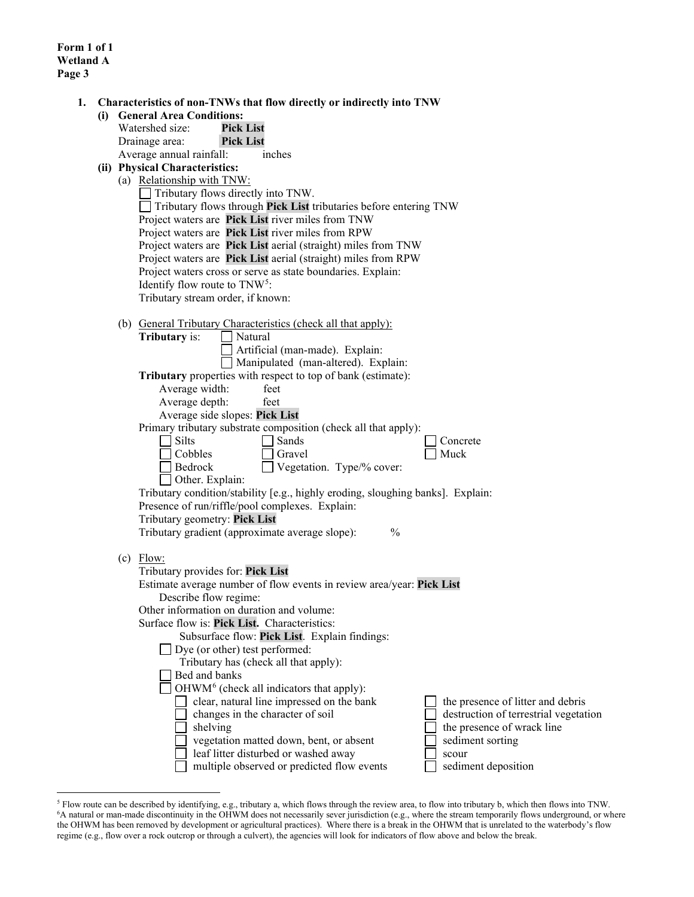**Form 1 of 1**
**Wetland A**
**Page 3**

1. **Characteristics of non-TNWs that flow directly or indirectly into TNW**

   **(i) General Area Conditions:**

   Watershed size: **Pick List**
   Drainage area: **Pick List**
   Average annual rainfall: inches

   **(ii) Physical Characteristics:**

   (a) Relationship with TNW:

   ☐ Tributary flows directly into TNW.
   ☐ Tributary flows through **Pick List** tributaries before entering TNW

   Project waters are **Pick List** river miles from TNW
   Project waters are **Pick List** river miles from RPW
   Project waters are **Pick List** aerial (straight) miles from TNW
   Project waters are **Pick List** aerial (straight) miles from RPW
   Project waters cross or serve as state boundaries. Explain:
   Identify flow route to TNW[5]:
   Tributary stream order, if known:

   (b) General Tributary Characteristics (check all that apply):

   **Tributary** is: ☐ Natural
   ☐ Artificial (man-made). Explain:
   ☐ Manipulated (man-altered). Explain:

   **Tributary** properties with respect to top of bank (estimate):
   Average width: feet
   Average depth: feet
   Average side slopes: **Pick List**

   Primary tributary substrate composition (check all that apply):

   ☐ Silts ☐ Sands ☐ Concrete
   ☐ Cobbles ☐ Gravel ☐ Muck
   ☐ Bedrock ☐ Vegetation. Type/% cover:
   ☐ Other. Explain:

   Tributary condition/stability [e.g., highly eroding, sloughing banks]. Explain:
   Presence of run/riffle/pool complexes. Explain:
   Tributary geometry: **Pick List**
   Tributary gradient (approximate average slope): %

   (c) Flow:

   Tributary provides for: **Pick List**
   Estimate average number of flow events in review area/year: **Pick List**
   Describe flow regime:
   Other information on duration and volume:
   Surface flow is: **Pick List.** Characteristics:
   Subsurface flow: **Pick List**. Explain findings:
   ☐ Dye (or other) test performed:

   Tributary has (check all that apply):
   ☐ Bed and banks
   ☐ OHWM[6] (check all indicators that apply):
   ☐ clear, natural line impressed on the bank ☐ the presence of litter and debris
   ☐ changes in the character of soil ☐ destruction of terrestrial vegetation
   ☐ shelving ☐ the presence of wrack line
   ☐ vegetation matted down, bent, or absent ☐ sediment sorting
   ☐ leaf litter disturbed or washed away ☐ scour
   ☐ multiple observed or predicted flow events ☐ sediment deposition

---

[5] Flow route can be described by identifying, e.g., tributary a, which flows through the review area, to flow into tributary b, which then flows into TNW.

[6] A natural or man-made discontinuity in the OHWM does not necessarily sever jurisdiction (e.g., where the stream temporarily flows underground, or where the OHWM has been removed by development or agricultural practices). Where there is a break in the OHWM that is unrelated to the waterbody's flow regime (e.g., flow over a rock outcrop or through a culvert), the agencies will look for indicators of flow above and below the break.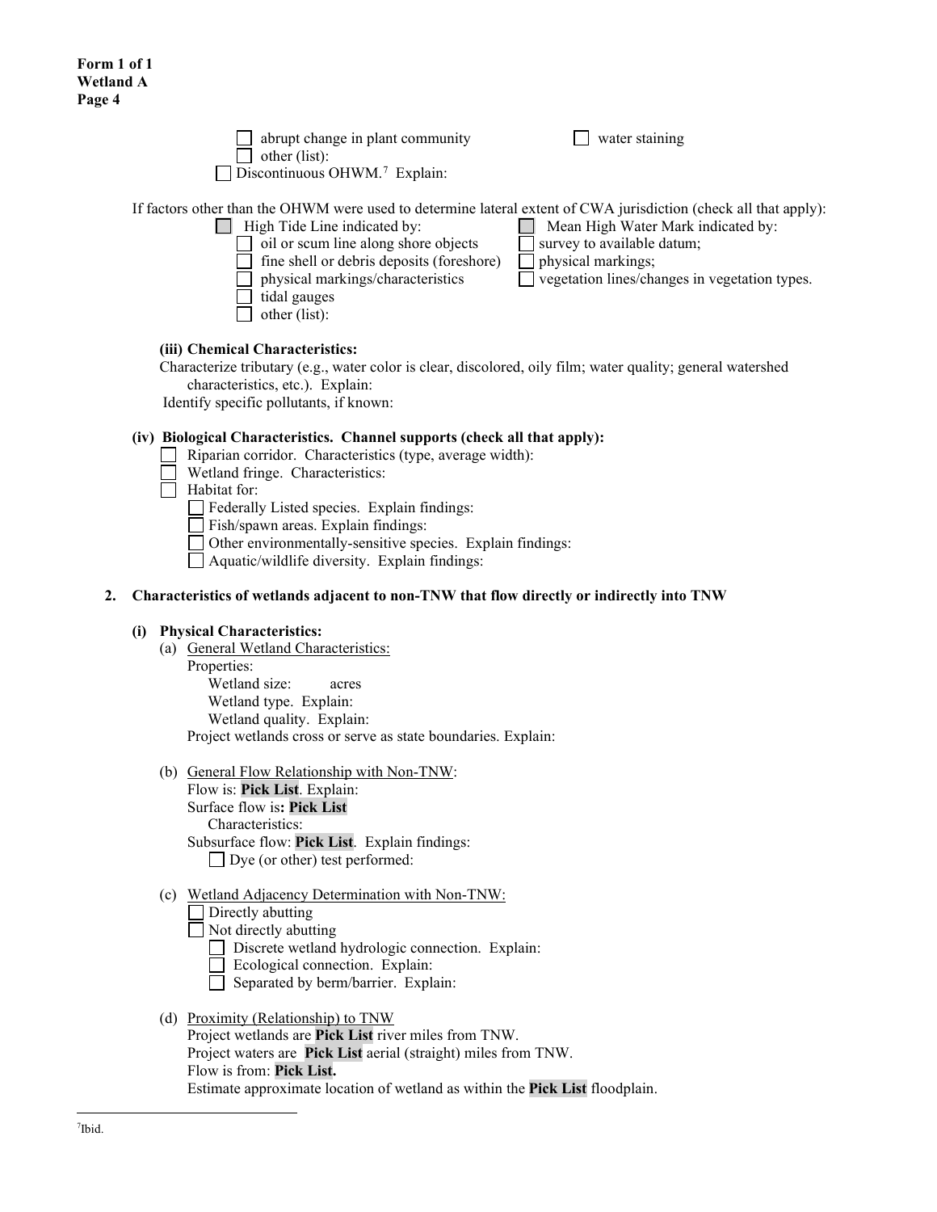**Form 1 of 1**
**Wetland A**
**Page 4**

☐ abrupt change in plant community ☐ water staining
☐ other (list):
☐ Discontinuous OHWM.[7] Explain:

If factors other than the OHWM were used to determine lateral extent of CWA jurisdiction (check all that apply):

☐ High Tide Line indicated by:
- ☐ oil or scum line along shore objects
- ☐ fine shell or debris deposits (foreshore)
- ☐ physical markings/characteristics
- ☐ tidal gauges
- ☐ other (list):

☐ Mean High Water Mark indicated by:
- ☐ survey to available datum;
- ☐ physical markings;
- ☐ vegetation lines/changes in vegetation types.

**(iii) Chemical Characteristics:**

Characterize tributary (e.g., water color is clear, discolored, oily film; water quality; general watershed characteristics, etc.). Explain:

Identify specific pollutants, if known:

**(iv) Biological Characteristics. Channel supports (check all that apply):**

☐ Riparian corridor. Characteristics (type, average width):
☐ Wetland fringe. Characteristics:
☐ Habitat for:
- ☐ Federally Listed species. Explain findings:
- ☐ Fish/spawn areas. Explain findings:
- ☐ Other environmentally-sensitive species. Explain findings:
- ☐ Aquatic/wildlife diversity. Explain findings:

**2. Characteristics of wetlands adjacent to non-TNW that flow directly or indirectly into TNW**

**(i) Physical Characteristics:**

(a) General Wetland Characteristics:
Properties:
Wetland size: acres
Wetland type. Explain:
Wetland quality. Explain:
Project wetlands cross or serve as state boundaries. Explain:

(b) General Flow Relationship with Non-TNW:
Flow is: **Pick List**. Explain:
Surface flow is**: Pick List**
Characteristics:
Subsurface flow: **Pick List**. Explain findings:
☐ Dye (or other) test performed:

(c) Wetland Adjacency Determination with Non-TNW:
☐ Directly abutting
☐ Not directly abutting
- ☐ Discrete wetland hydrologic connection. Explain:
- ☐ Ecological connection. Explain:
- ☐ Separated by berm/barrier. Explain:

(d) Proximity (Relationship) to TNW
Project wetlands are **Pick List** river miles from TNW.
Project waters are **Pick List** aerial (straight) miles from TNW.
Flow is from: **Pick List.**
Estimate approximate location of wetland as within the **Pick List** floodplain.

[7] Ibid.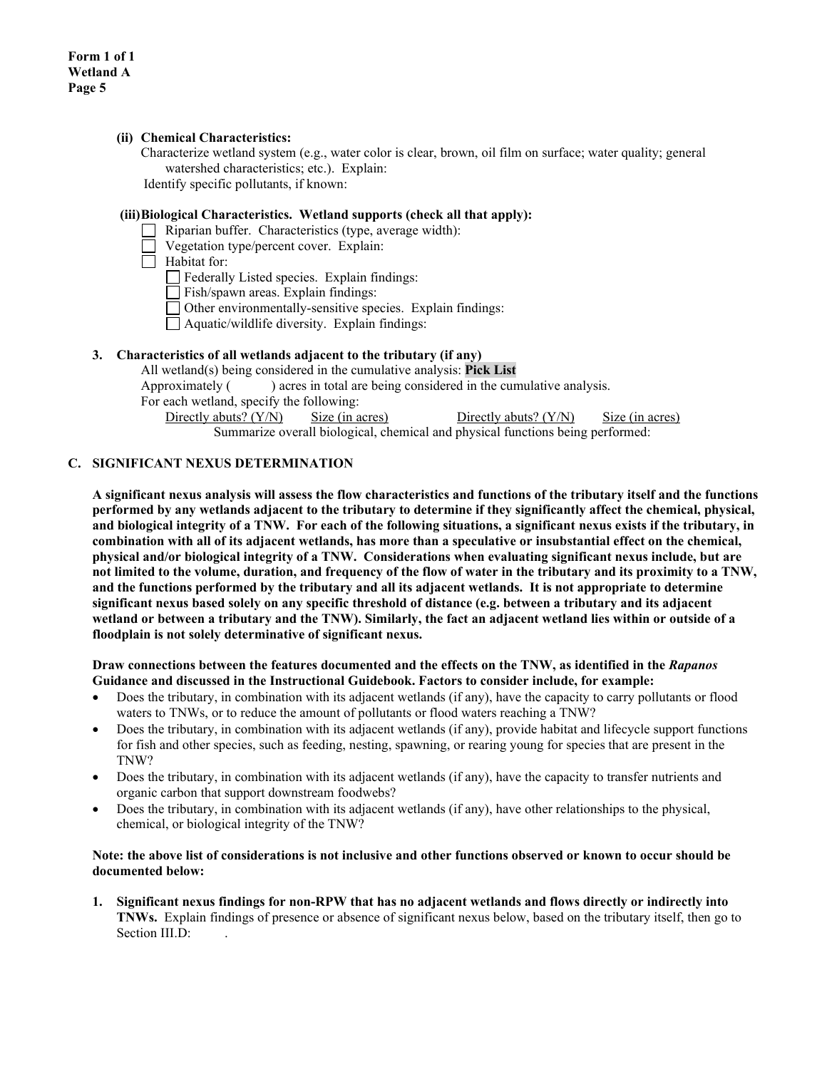Form 1 of 1
Wetland A

**(ii) Chemical Characteristics:**

Characterize wetland system (e.g., water color is clear, brown, oil film on surface; water quality; general watershed characteristics; etc.). Explain:

Identify specific pollutants, if known:

**(iii) Biological Characteristics. Wetland supports (check all that apply):**

- ☐ Riparian buffer. Characteristics (type, average width):
- ☐ Vegetation type/percent cover. Explain:
- ☐ Habitat for:
  - ☐ Federally Listed species. Explain findings:
  - ☐ Fish/spawn areas. Explain findings:
  - ☐ Other environmentally-sensitive species. Explain findings:
  - ☐ Aquatic/wildlife diversity. Explain findings:

**3. Characteristics of all wetlands adjacent to the tributary (if any)**

All wetland(s) being considered in the cumulative analysis: **Pick List**

Approximately ( ) acres in total are being considered in the cumulative analysis.

For each wetland, specify the following:

| Directly abuts? (Y/N) | Size (in acres) | Directly abuts? (Y/N) | Size (in acres) |
|---|---|---|---|

Summarize overall biological, chemical and physical functions being performed:

## C. SIGNIFICANT NEXUS DETERMINATION

**A significant nexus analysis will assess the flow characteristics and functions of the tributary itself and the functions performed by any wetlands adjacent to the tributary to determine if they significantly affect the chemical, physical, and biological integrity of a TNW. For each of the following situations, a significant nexus exists if the tributary, in combination with all of its adjacent wetlands, has more than a speculative or insubstantial effect on the chemical, physical and/or biological integrity of a TNW. Considerations when evaluating significant nexus include, but are not limited to the volume, duration, and frequency of the flow of water in the tributary and its proximity to a TNW, and the functions performed by the tributary and all its adjacent wetlands. It is not appropriate to determine significant nexus based solely on any specific threshold of distance (e.g. between a tributary and its adjacent wetland or between a tributary and the TNW). Similarly, the fact an adjacent wetland lies within or outside of a floodplain is not solely determinative of significant nexus.**

**Draw connections between the features documented and the effects on the TNW, as identified in the *Rapanos* Guidance and discussed in the Instructional Guidebook. Factors to consider include, for example:**

- Does the tributary, in combination with its adjacent wetlands (if any), have the capacity to carry pollutants or flood waters to TNWs, or to reduce the amount of pollutants or flood waters reaching a TNW?
- Does the tributary, in combination with its adjacent wetlands (if any), provide habitat and lifecycle support functions for fish and other species, such as feeding, nesting, spawning, or rearing young for species that are present in the TNW?
- Does the tributary, in combination with its adjacent wetlands (if any), have the capacity to transfer nutrients and organic carbon that support downstream foodwebs?
- Does the tributary, in combination with its adjacent wetlands (if any), have other relationships to the physical, chemical, or biological integrity of the TNW?

**Note: the above list of considerations is not inclusive and other functions observed or known to occur should be documented below:**

1. **Significant nexus findings for non-RPW that has no adjacent wetlands and flows directly or indirectly into TNWs.** Explain findings of presence or absence of significant nexus below, based on the tributary itself, then go to Section III.D: .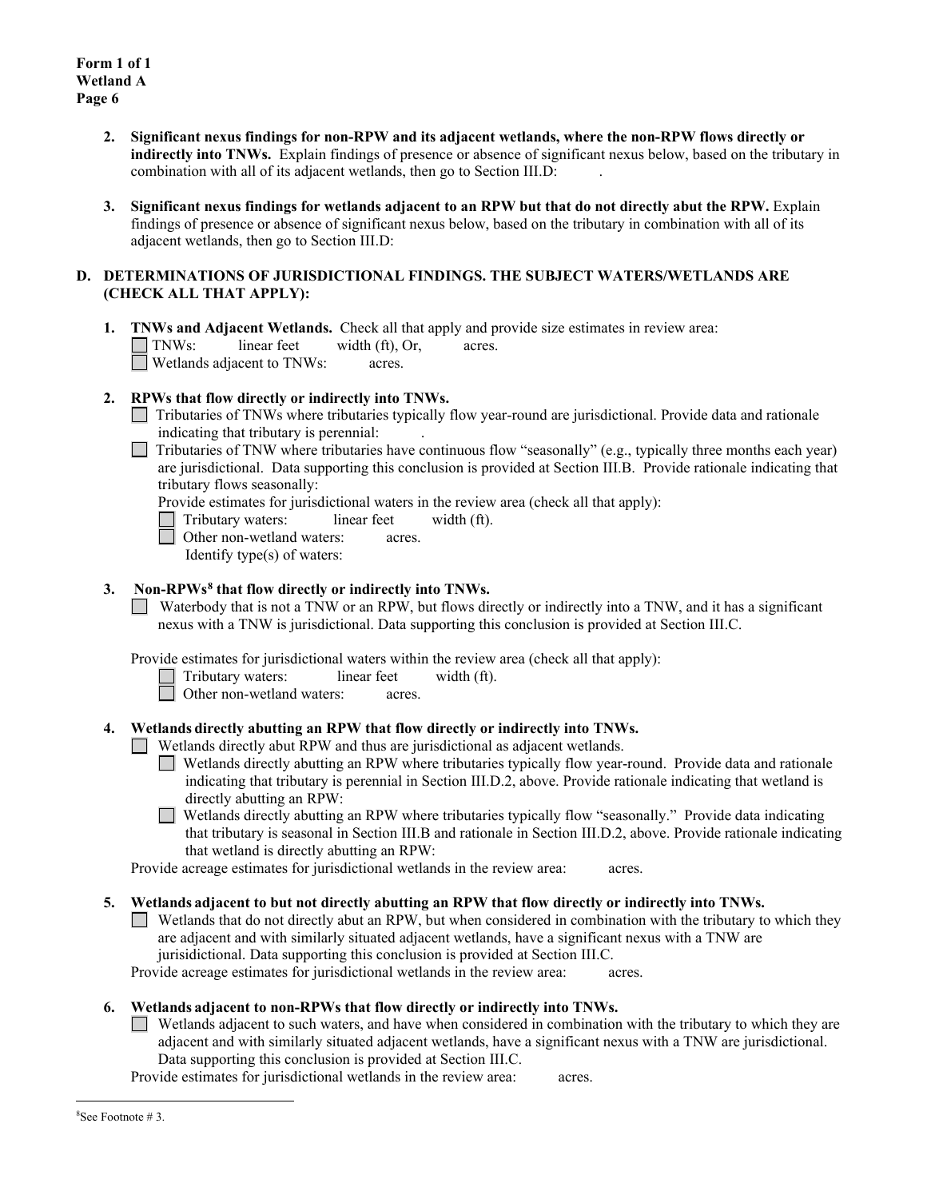**Form 1 of 1**
**Wetland A**
**Page 6**

2. **Significant nexus findings for non-RPW and its adjacent wetlands, where the non-RPW flows directly or indirectly into TNWs.** Explain findings of presence or absence of significant nexus below, based on the tributary in combination with all of its adjacent wetlands, then go to Section III.D: .

3. **Significant nexus findings for wetlands adjacent to an RPW but that do not directly abut the RPW.** Explain findings of presence or absence of significant nexus below, based on the tributary in combination with all of its adjacent wetlands, then go to Section III.D:

### D. DETERMINATIONS OF JURISDICTIONAL FINDINGS. THE SUBJECT WATERS/WETLANDS ARE (CHECK ALL THAT APPLY):

1. **TNWs and Adjacent Wetlands.** Check all that apply and provide size estimates in review area:
   - ☐ TNWs: linear feet width (ft), Or, acres.
   - ☐ Wetlands adjacent to TNWs: acres.

2. **RPWs that flow directly or indirectly into TNWs.**
   - ☐ Tributaries of TNWs where tributaries typically flow year-round are jurisdictional. Provide data and rationale indicating that tributary is perennial: .
   - ☐ Tributaries of TNW where tributaries have continuous flow "seasonally" (e.g., typically three months each year) are jurisdictional. Data supporting this conclusion is provided at Section III.B. Provide rationale indicating that tributary flows seasonally:

   Provide estimates for jurisdictional waters in the review area (check all that apply):
   - ☐ Tributary waters: linear feet width (ft).
   - ☐ Other non-wetland waters: acres.

     Identify type(s) of waters:

3. **Non-RPWs[8] that flow directly or indirectly into TNWs.**
   - ☐ Waterbody that is not a TNW or an RPW, but flows directly or indirectly into a TNW, and it has a significant nexus with a TNW is jurisdictional. Data supporting this conclusion is provided at Section III.C.

   Provide estimates for jurisdictional waters within the review area (check all that apply):
   - ☐ Tributary waters: linear feet width (ft).
   - ☐ Other non-wetland waters: acres.

4. **Wetlands directly abutting an RPW that flow directly or indirectly into TNWs.**
   - ☐ Wetlands directly abut RPW and thus are jurisdictional as adjacent wetlands.
     - ☐ Wetlands directly abutting an RPW where tributaries typically flow year-round. Provide data and rationale indicating that tributary is perennial in Section III.D.2, above. Provide rationale indicating that wetland is directly abutting an RPW:
     - ☐ Wetlands directly abutting an RPW where tributaries typically flow "seasonally." Provide data indicating that tributary is seasonal in Section III.B and rationale in Section III.D.2, above. Provide rationale indicating that wetland is directly abutting an RPW:

   Provide acreage estimates for jurisdictional wetlands in the review area: acres.

5. **Wetlands adjacent to but not directly abutting an RPW that flow directly or indirectly into TNWs.**
   - ☐ Wetlands that do not directly abut an RPW, but when considered in combination with the tributary to which they are adjacent and with similarly situated adjacent wetlands, have a significant nexus with a TNW are jurisdictional. Data supporting this conclusion is provided at Section III.C.

   Provide acreage estimates for jurisdictional wetlands in the review area: acres.

6. **Wetlands adjacent to non-RPWs that flow directly or indirectly into TNWs.**
   - ☐ Wetlands adjacent to such waters, and have when considered in combination with the tributary to which they are adjacent and with similarly situated adjacent wetlands, have a significant nexus with a TNW are jurisdictional. Data supporting this conclusion is provided at Section III.C.

   Provide estimates for jurisdictional wetlands in the review area: acres.

---

[8] See Footnote # 3.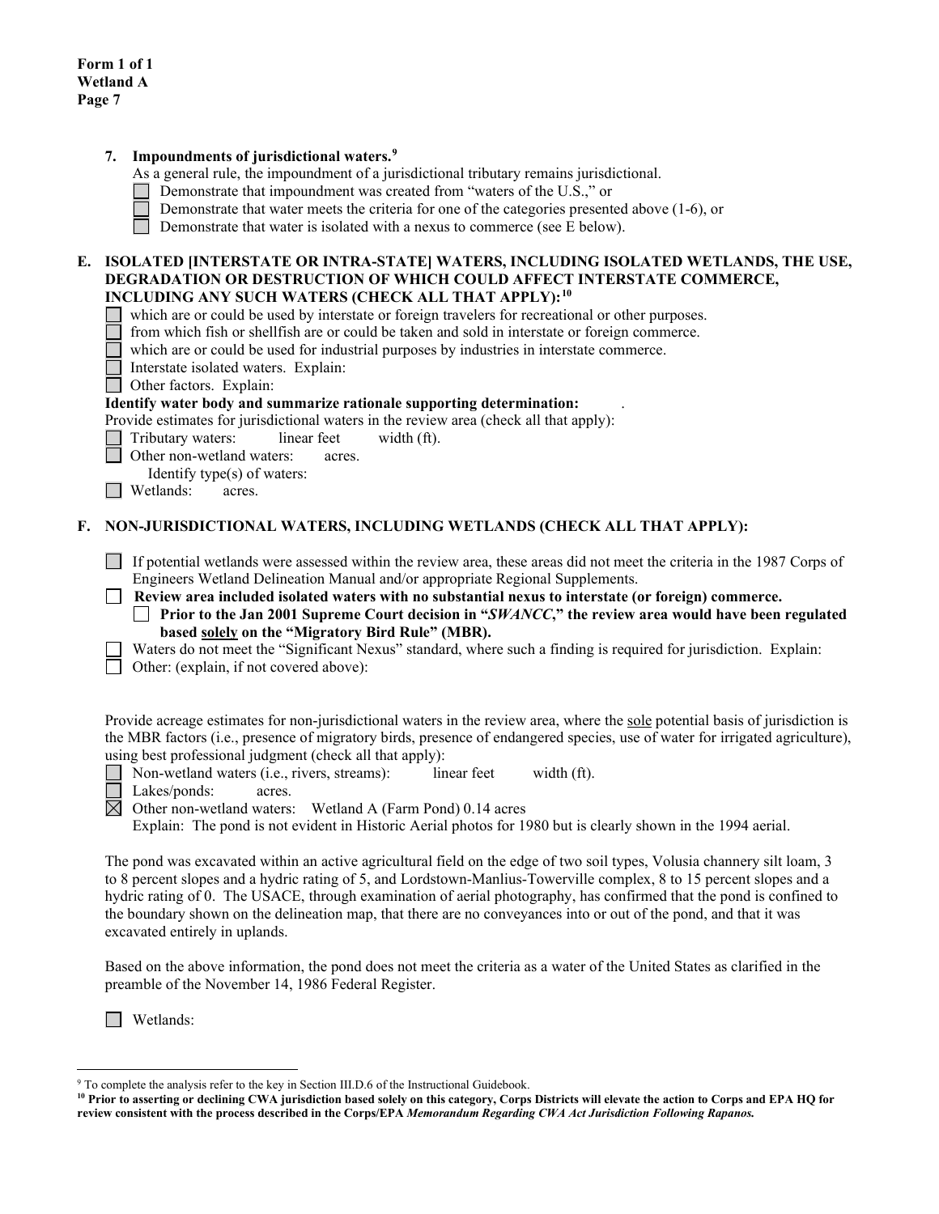**Form 1 of 1**
**Wetland A**

7. **Impoundments of jurisdictional waters.**[9]

   As a general rule, the impoundment of a jurisdictional tributary remains jurisdictional.

   ☐ Demonstrate that impoundment was created from "waters of the U.S.," or
   ☐ Demonstrate that water meets the criteria for one of the categories presented above (1-6), or
   ☐ Demonstrate that water is isolated with a nexus to commerce (see E below).

**E. ISOLATED [INTERSTATE OR INTRA-STATE] WATERS, INCLUDING ISOLATED WETLANDS, THE USE, DEGRADATION OR DESTRUCTION OF WHICH COULD AFFECT INTERSTATE COMMERCE, INCLUDING ANY SUCH WATERS (CHECK ALL THAT APPLY):**[10]

☐ which are or could be used by interstate or foreign travelers for recreational or other purposes.
☐ from which fish or shellfish are or could be taken and sold in interstate or foreign commerce.
☐ which are or could be used for industrial purposes by industries in interstate commerce.
☐ Interstate isolated waters. Explain:
☐ Other factors. Explain:

**Identify water body and summarize rationale supporting determination:** .

Provide estimates for jurisdictional waters in the review area (check all that apply):

☐ Tributary waters: linear feet width (ft).
☐ Other non-wetland waters: acres.
  Identify type(s) of waters:
☐ Wetlands: acres.

**F. NON-JURISDICTIONAL WATERS, INCLUDING WETLANDS (CHECK ALL THAT APPLY):**

☐ If potential wetlands were assessed within the review area, these areas did not meet the criteria in the 1987 Corps of Engineers Wetland Delineation Manual and/or appropriate Regional Supplements.
☐ **Review area included isolated waters with no substantial nexus to interstate (or foreign) commerce.**
  ☐ **Prior to the Jan 2001 Supreme Court decision in "*SWANCC*," the review area would have been regulated based <u>solely</u> on the "Migratory Bird Rule" (MBR).**
☐ Waters do not meet the "Significant Nexus" standard, where such a finding is required for jurisdiction. Explain:
☐ Other: (explain, if not covered above):

Provide acreage estimates for non-jurisdictional waters in the review area, where the <u>sole</u> potential basis of jurisdiction is the MBR factors (i.e., presence of migratory birds, presence of endangered species, use of water for irrigated agriculture), using best professional judgment (check all that apply):

☐ Non-wetland waters (i.e., rivers, streams): linear feet width (ft).
☐ Lakes/ponds: acres.
☒ Other non-wetland waters: Wetland A (Farm Pond) 0.14 acres
  Explain: The pond is not evident in Historic Aerial photos for 1980 but is clearly shown in the 1994 aerial.

The pond was excavated within an active agricultural field on the edge of two soil types, Volusia channery silt loam, 3 to 8 percent slopes and a hydric rating of 5, and Lordstown-Manlius-Towerville complex, 8 to 15 percent slopes and a hydric rating of 0. The USACE, through examination of aerial photography, has confirmed that the pond is confined to the boundary shown on the delineation map, that there are no conveyances into or out of the pond, and that it was excavated entirely in uplands.

Based on the above information, the pond does not meet the criteria as a water of the United States as clarified in the preamble of the November 14, 1986 Federal Register.

☐ Wetlands:

---

[9] To complete the analysis refer to the key in Section III.D.6 of the Instructional Guidebook.

[10] **Prior to asserting or declining CWA jurisdiction based solely on this category, Corps Districts will elevate the action to Corps and EPA HQ for review consistent with the process described in the Corps/EPA *Memorandum Regarding CWA Act Jurisdiction Following Rapanos.***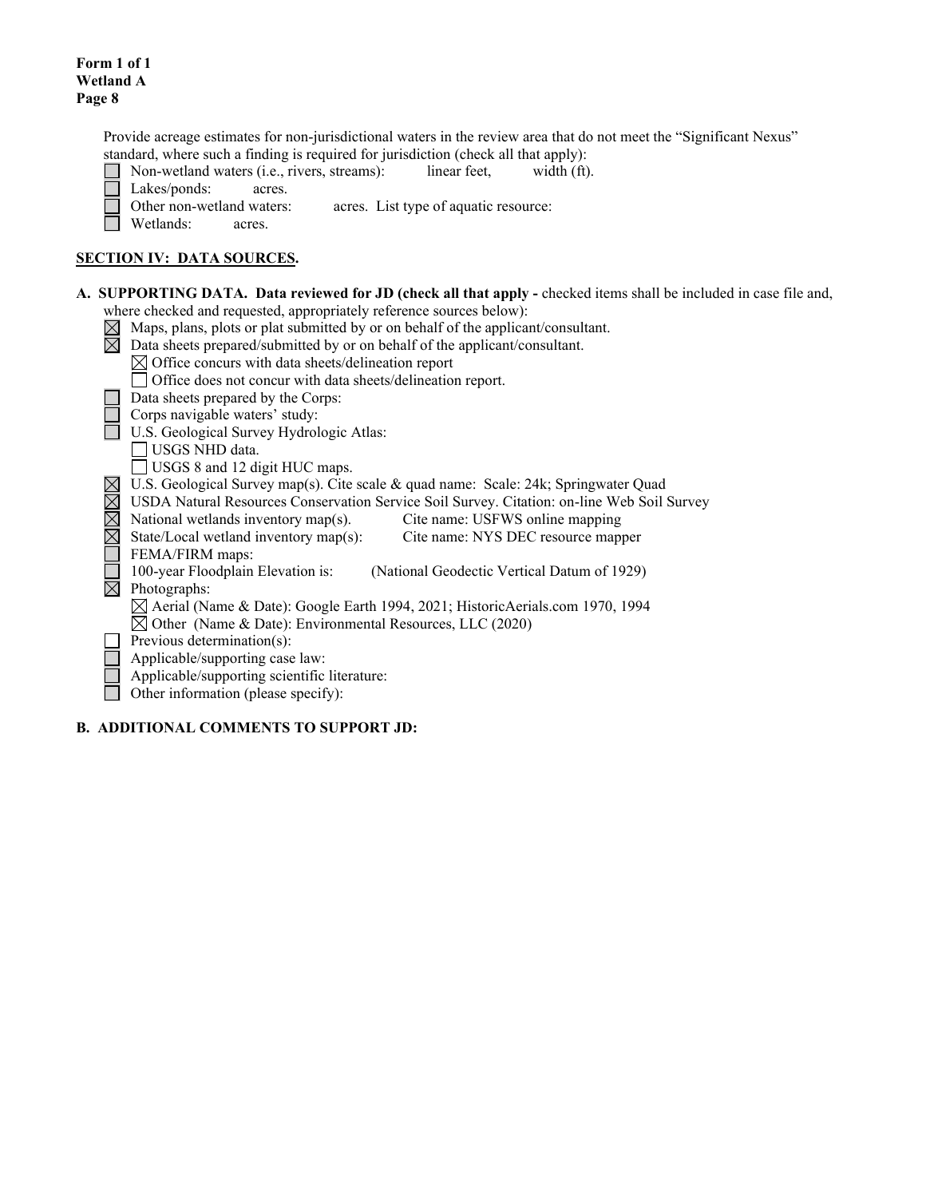**Form 1 of 1**
**Wetland A**

Provide acreage estimates for non-jurisdictional waters in the review area that do not meet the "Significant Nexus" standard, where such a finding is required for jurisdiction (check all that apply):

- ☐ Non-wetland waters (i.e., rivers, streams): linear feet, width (ft).
- ☐ Lakes/ponds: acres.
- ☐ Other non-wetland waters: acres. List type of aquatic resource:
- ☐ Wetlands: acres.

## SECTION IV: DATA SOURCES.

**A. SUPPORTING DATA. Data reviewed for JD (check all that apply -** checked items shall be included in case file and, where checked and requested, appropriately reference sources below):

- ☒ Maps, plans, plots or plat submitted by or on behalf of the applicant/consultant.
- ☒ Data sheets prepared/submitted by or on behalf of the applicant/consultant.
  - ☒ Office concurs with data sheets/delineation report
  - ☐ Office does not concur with data sheets/delineation report.
- ☐ Data sheets prepared by the Corps:
- ☐ Corps navigable waters' study:
- ☐ U.S. Geological Survey Hydrologic Atlas:
  - ☐ USGS NHD data.
  - ☐ USGS 8 and 12 digit HUC maps.
- ☒ U.S. Geological Survey map(s). Cite scale & quad name: Scale: 24k; Springwater Quad
- ☒ USDA Natural Resources Conservation Service Soil Survey. Citation: on-line Web Soil Survey
- ☒ National wetlands inventory map(s). Cite name: USFWS online mapping
- ☒ State/Local wetland inventory map(s): Cite name: NYS DEC resource mapper
- ☐ FEMA/FIRM maps:
- ☐ 100-year Floodplain Elevation is: (National Geodectic Vertical Datum of 1929)
- ☒ Photographs:
  - ☒ Aerial (Name & Date): Google Earth 1994, 2021; HistoricAerials.com 1970, 1994
  - ☒ Other (Name & Date): Environmental Resources, LLC (2020)
- ☐ Previous determination(s):
- ☐ Applicable/supporting case law:
- ☐ Applicable/supporting scientific literature:
- ☐ Other information (please specify):

**B. ADDITIONAL COMMENTS TO SUPPORT JD:**